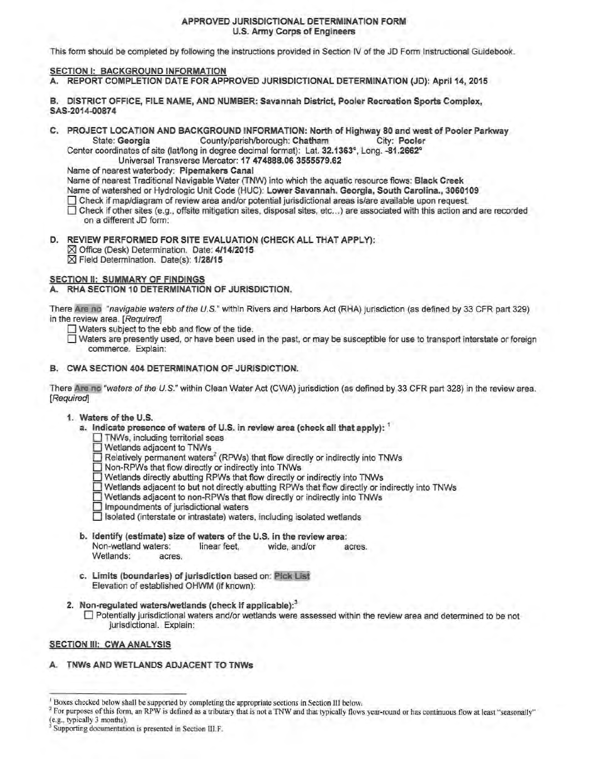# APPROVED JURISDICTIONAL DETERMINATION FORM
## U.S. Army Corps of Engineers

This form should be completed by following the instructions provided in Section IV of the JD Form Instructional Guidebook.

## SECTION I: BACKGROUND INFORMATION

**A. REPORT COMPLETION DATE FOR APPROVED JURISDICTIONAL DETERMINATION (JD): April 14, 2015**

**B. DISTRICT OFFICE, FILE NAME, AND NUMBER: Savannah District, Pooler Recreation Sports Complex, SAS-2014-00874**

**C. PROJECT LOCATION AND BACKGROUND INFORMATION: North of Highway 80 and west of Pooler Parkway**

State: **Georgia** County/parish/borough: **Chatham** City: **Pooler**

Center coordinates of site (lat/long in degree decimal format): Lat. **32.1363°**, Long. **-81.2662°**

Universal Transverse Mercator: **17 474888.06 3555579.62**

Name of nearest waterbody: **Pipemakers Canal**

Name of nearest Traditional Navigable Water (TNW) into which the aquatic resource flows: **Black Creek**

Name of watershed or Hydrologic Unit Code (HUC): **Lower Savannah, Georgia, South Carolina., 3060109**

☐ Check if map/diagram of review area and/or potential jurisdictional areas is/are available upon request.

☐ Check if other sites (e.g., offsite mitigation sites, disposal sites, etc...) are associated with this action and are recorded on a different JD form:

**D. REVIEW PERFORMED FOR SITE EVALUATION (CHECK ALL THAT APPLY):**

☒ Office (Desk) Determination. Date: **4/14/2015**

☒ Field Determination. Date(s): **1/28/15**

## SECTION II: SUMMARY OF FINDINGS

**A. RHA SECTION 10 DETERMINATION OF JURISDICTION.**

There Are no *"navigable waters of the U.S."* within Rivers and Harbors Act (RHA) jurisdiction (as defined by 33 CFR part 329) in the review area. *[Required]*

☐ Waters subject to the ebb and flow of the tide.

☐ Waters are presently used, or have been used in the past, or may be susceptible for use to transport interstate or foreign commerce. Explain:

**B. CWA SECTION 404 DETERMINATION OF JURISDICTION.**

There Are no *"waters of the U.S."* within Clean Water Act (CWA) jurisdiction (as defined by 33 CFR part 328) in the review area. *[Required]*

**1. Waters of the U.S.**

**a. Indicate presence of waters of U.S. in review area (check all that apply):** [1]

☐ TNWs, including territorial seas

☐ Wetlands adjacent to TNWs

☐ Relatively permanent waters[2] (RPWs) that flow directly or indirectly into TNWs

☐ Non-RPWs that flow directly or indirectly into TNWs

☐ Wetlands directly abutting RPWs that flow directly or indirectly into TNWs

☐ Wetlands adjacent to but not directly abutting RPWs that flow directly or indirectly into TNWs

☐ Wetlands adjacent to non-RPWs that flow directly or indirectly into TNWs

☐ Impoundments of jurisdictional waters

☐ Isolated (interstate or intrastate) waters, including isolated wetlands

**b. Identify (estimate) size of waters of the U.S. in the review area:**

Non-wetland waters: linear feet, wide, and/or acres.

Wetlands: acres.

**c. Limits (boundaries) of jurisdiction** based on: Pick List

Elevation of established OHWM (if known):

**2. Non-regulated waters/wetlands (check if applicable):**[3]

☐ Potentially jurisdictional waters and/or wetlands were assessed within the review area and determined to be not jurisdictional. Explain:

## SECTION III: CWA ANALYSIS

**A. TNWs AND WETLANDS ADJACENT TO TNWs**

---

[1] Boxes checked below shall be supported by completing the appropriate sections in Section III below.

[2] For purposes of this form, an RPW is defined as a tributary that is not a TNW and that typically flows year-round or has continuous flow at least "seasonally" (e.g., typically 3 months).

[3] Supporting documentation is presented in Section III.F.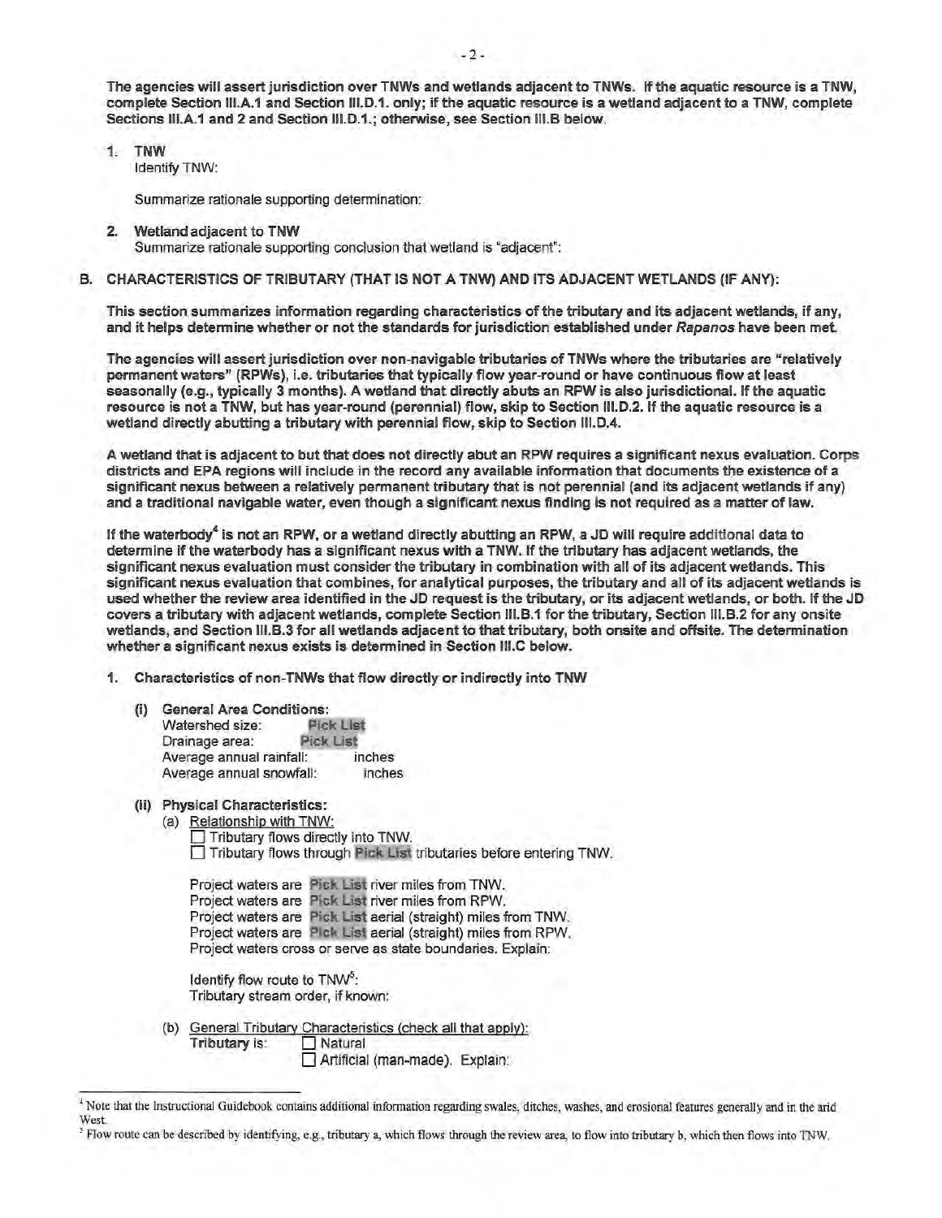**The agencies will assert jurisdiction over TNWs and wetlands adjacent to TNWs. If the aquatic resource is a TNW, complete Section III.A.1 and Section III.D.1. only; if the aquatic resource is a wetland adjacent to a TNW, complete Sections III.A.1 and 2 and Section III.D.1.; otherwise, see Section III.B below.**

1. **TNW**
   Identify TNW:

   Summarize rationale supporting determination:

2. **Wetland adjacent to TNW**
   Summarize rationale supporting conclusion that wetland is "adjacent":

**B. CHARACTERISTICS OF TRIBUTARY (THAT IS NOT A TNW) AND ITS ADJACENT WETLANDS (IF ANY):**

**This section summarizes information regarding characteristics of the tributary and its adjacent wetlands, if any, and it helps determine whether or not the standards for jurisdiction established under *Rapanos* have been met.**

**The agencies will assert jurisdiction over non-navigable tributaries of TNWs where the tributaries are "relatively permanent waters" (RPWs), i.e. tributaries that typically flow year-round or have continuous flow at least seasonally (e.g., typically 3 months). A wetland that directly abuts an RPW is also jurisdictional. If the aquatic resource is not a TNW, but has year-round (perennial) flow, skip to Section III.D.2. If the aquatic resource is a wetland directly abutting a tributary with perennial flow, skip to Section III.D.4.**

**A wetland that is adjacent to but that does not directly abut an RPW requires a significant nexus evaluation. Corps districts and EPA regions will include in the record any available information that documents the existence of a significant nexus between a relatively permanent tributary that is not perennial (and its adjacent wetlands if any) and a traditional navigable water, even though a significant nexus finding is not required as a matter of law.**

**If the waterbody[4] is not an RPW, or a wetland directly abutting an RPW, a JD will require additional data to determine if the waterbody has a significant nexus with a TNW. If the tributary has adjacent wetlands, the significant nexus evaluation must consider the tributary in combination with all of its adjacent wetlands. This significant nexus evaluation that combines, for analytical purposes, the tributary and all of its adjacent wetlands is used whether the review area identified in the JD request is the tributary, or its adjacent wetlands, or both. If the JD covers a tributary with adjacent wetlands, complete Section III.B.1 for the tributary, Section III.B.2 for any onsite wetlands, and Section III.B.3 for all wetlands adjacent to that tributary, both onsite and offsite. The determination whether a significant nexus exists is determined in Section III.C below.**

1. **Characteristics of non-TNWs that flow directly or indirectly into TNW**

   **(i) General Area Conditions:**
   Watershed size: Pick List
   Drainage area: Pick List
   Average annual rainfall: inches
   Average annual snowfall: inches

   **(ii) Physical Characteristics:**
   (a) Relationship with TNW:
   ☐ Tributary flows directly into TNW.
   ☐ Tributary flows through Pick List tributaries before entering TNW.

   Project waters are Pick List river miles from TNW.
   Project waters are Pick List river miles from RPW.
   Project waters are Pick List aerial (straight) miles from TNW.
   Project waters are Pick List aerial (straight) miles from RPW.
   Project waters cross or serve as state boundaries. Explain:

   Identify flow route to TNW[5]:
   Tributary stream order, if known:

   (b) General Tributary Characteristics (check all that apply):
   **Tributary** is: ☐ Natural
   ☐ Artificial (man-made). Explain:

---

[4] Note that the Instructional Guidebook contains additional information regarding swales, ditches, washes, and erosional features generally and in the arid West.

[5] Flow route can be described by identifying, e.g., tributary a, which flows through the review area, to flow into tributary b, which then flows into TNW.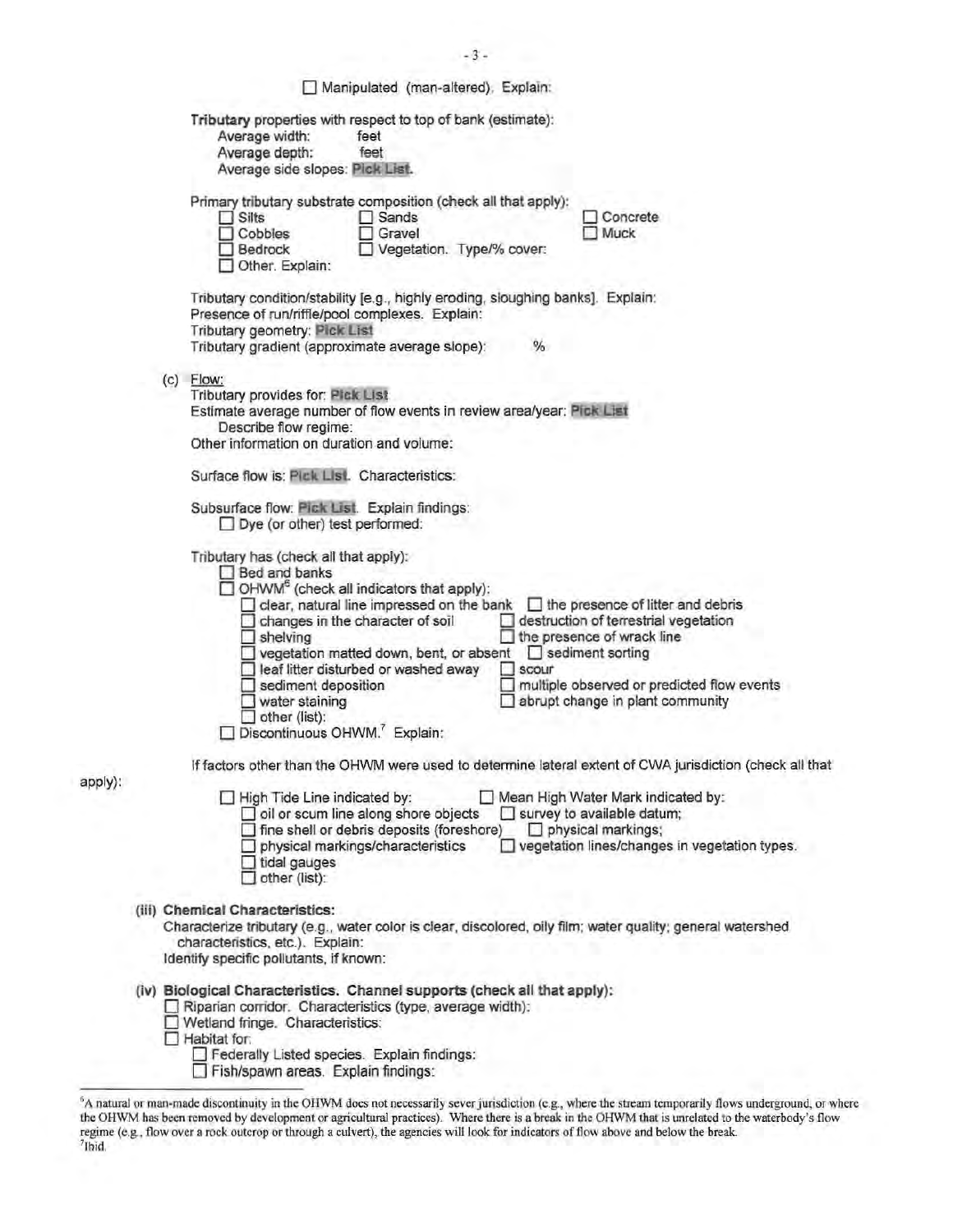☐ Manipulated (man-altered). Explain:

**Tributary** properties with respect to top of bank (estimate):
Average width: feet
Average depth: feet
Average side slopes: Pick List.

Primary tributary substrate composition (check all that apply):

☐ Silts ☐ Sands ☐ Concrete
☐ Cobbles ☐ Gravel ☐ Muck
☐ Bedrock ☐ Vegetation. Type/% cover:
☐ Other. Explain:

Tributary condition/stability [e.g., highly eroding, sloughing banks]. Explain:
Presence of run/riffle/pool complexes. Explain:
Tributary geometry: Pick List
Tributary gradient (approximate average slope): %

(c) Flow:
Tributary provides for: Pick List
Estimate average number of flow events in review area/year: Pick List
Describe flow regime:
Other information on duration and volume:

Surface flow is: Pick List. Characteristics:

Subsurface flow: Pick List. Explain findings:
☐ Dye (or other) test performed:

Tributary has (check all that apply):
☐ Bed and banks
☐ OHWM[6] (check all indicators that apply):
☐ clear, natural line impressed on the bank ☐ the presence of litter and debris
☐ changes in the character of soil ☐ destruction of terrestrial vegetation
☐ shelving ☐ the presence of wrack line
☐ vegetation matted down, bent, or absent ☐ sediment sorting
☐ leaf litter disturbed or washed away ☐ scour
☐ sediment deposition ☐ multiple observed or predicted flow events
☐ water staining ☐ abrupt change in plant community
☐ other (list):
☐ Discontinuous OHWM.[7] Explain:

If factors other than the OHWM were used to determine lateral extent of CWA jurisdiction (check all that apply):

☐ High Tide Line indicated by: ☐ Mean High Water Mark indicated by:
☐ oil or scum line along shore objects ☐ survey to available datum;
☐ fine shell or debris deposits (foreshore) ☐ physical markings;
☐ physical markings/characteristics ☐ vegetation lines/changes in vegetation types.
☐ tidal gauges
☐ other (list):

**(iii) Chemical Characteristics:**
Characterize tributary (e.g., water color is clear, discolored, oily film; water quality; general watershed characteristics, etc.). Explain:
Identify specific pollutants, if known:

**(iv) Biological Characteristics. Channel supports (check all that apply):**
☐ Riparian corridor. Characteristics (type, average width):
☐ Wetland fringe. Characteristics:
☐ Habitat for:
☐ Federally Listed species. Explain findings:
☐ Fish/spawn areas. Explain findings:

---

[6]A natural or man-made discontinuity in the OHWM does not necessarily sever jurisdiction (e.g., where the stream temporarily flows underground, or where the OHWM has been removed by development or agricultural practices). Where there is a break in the OHWM that is unrelated to the waterbody's flow regime (e.g., flow over a rock outcrop or through a culvert), the agencies will look for indicators of flow above and below the break.
[7]Ibid.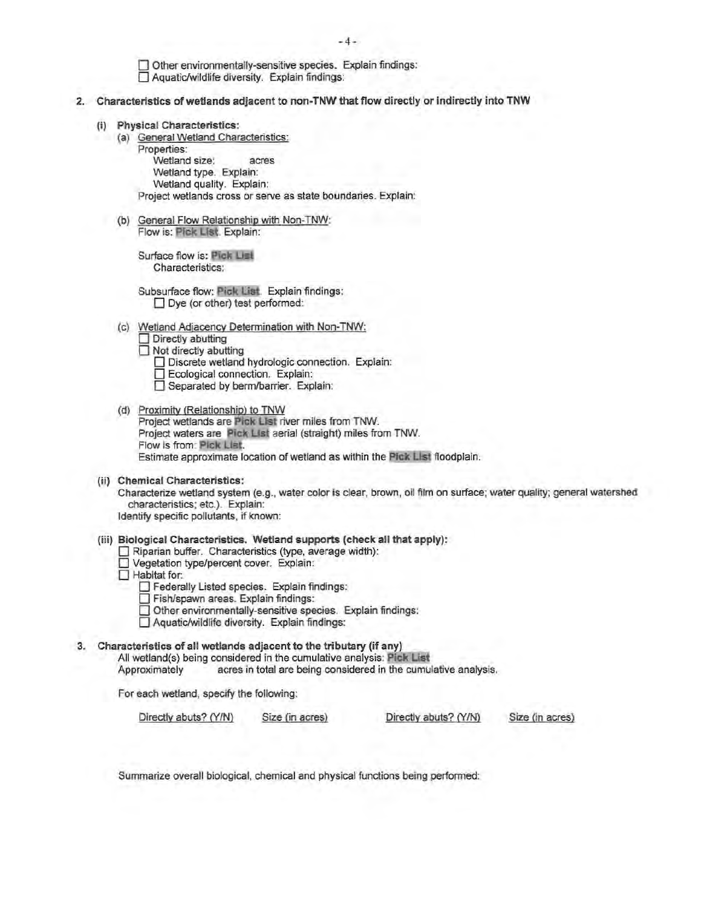☐ Other environmentally-sensitive species. Explain findings:
☐ Aquatic/wildlife diversity. Explain findings:

**2. Characteristics of wetlands adjacent to non-TNW that flow directly or indirectly into TNW**

**(i) Physical Characteristics:**

(a) General Wetland Characteristics:
Properties:
Wetland size: acres
Wetland type. Explain:
Wetland quality. Explain:
Project wetlands cross or serve as state boundaries. Explain:

(b) General Flow Relationship with Non-TNW:
Flow is: Pick List. Explain:

Surface flow is: Pick List
Characteristics:

Subsurface flow: Pick List. Explain findings:
☐ Dye (or other) test performed:

(c) Wetland Adjacency Determination with Non-TNW:
☐ Directly abutting
☐ Not directly abutting
☐ Discrete wetland hydrologic connection. Explain:
☐ Ecological connection. Explain:
☐ Separated by berm/barrier. Explain:

(d) Proximity (Relationship) to TNW
Project wetlands are Pick List river miles from TNW.
Project waters are Pick List aerial (straight) miles from TNW.
Flow is from: Pick List.
Estimate approximate location of wetland as within the Pick List floodplain.

**(ii) Chemical Characteristics:**
Characterize wetland system (e.g., water color is clear, brown, oil film on surface; water quality; general watershed characteristics; etc.). Explain:
Identify specific pollutants, if known:

**(iii) Biological Characteristics. Wetland supports (check all that apply):**
☐ Riparian buffer. Characteristics (type, average width):
☐ Vegetation type/percent cover. Explain:
☐ Habitat for:
☐ Federally Listed species. Explain findings:
☐ Fish/spawn areas. Explain findings:
☐ Other environmentally-sensitive species. Explain findings:
☐ Aquatic/wildlife diversity. Explain findings:

**3. Characteristics of all wetlands adjacent to the tributary (if any)**
All wetland(s) being considered in the cumulative analysis: Pick List
Approximately acres in total are being considered in the cumulative analysis.

For each wetland, specify the following:

| Directly abuts? (Y/N) | Size (in acres) | Directly abuts? (Y/N) | Size (in acres) |
| --- | --- | --- | --- |

Summarize overall biological, chemical and physical functions being performed: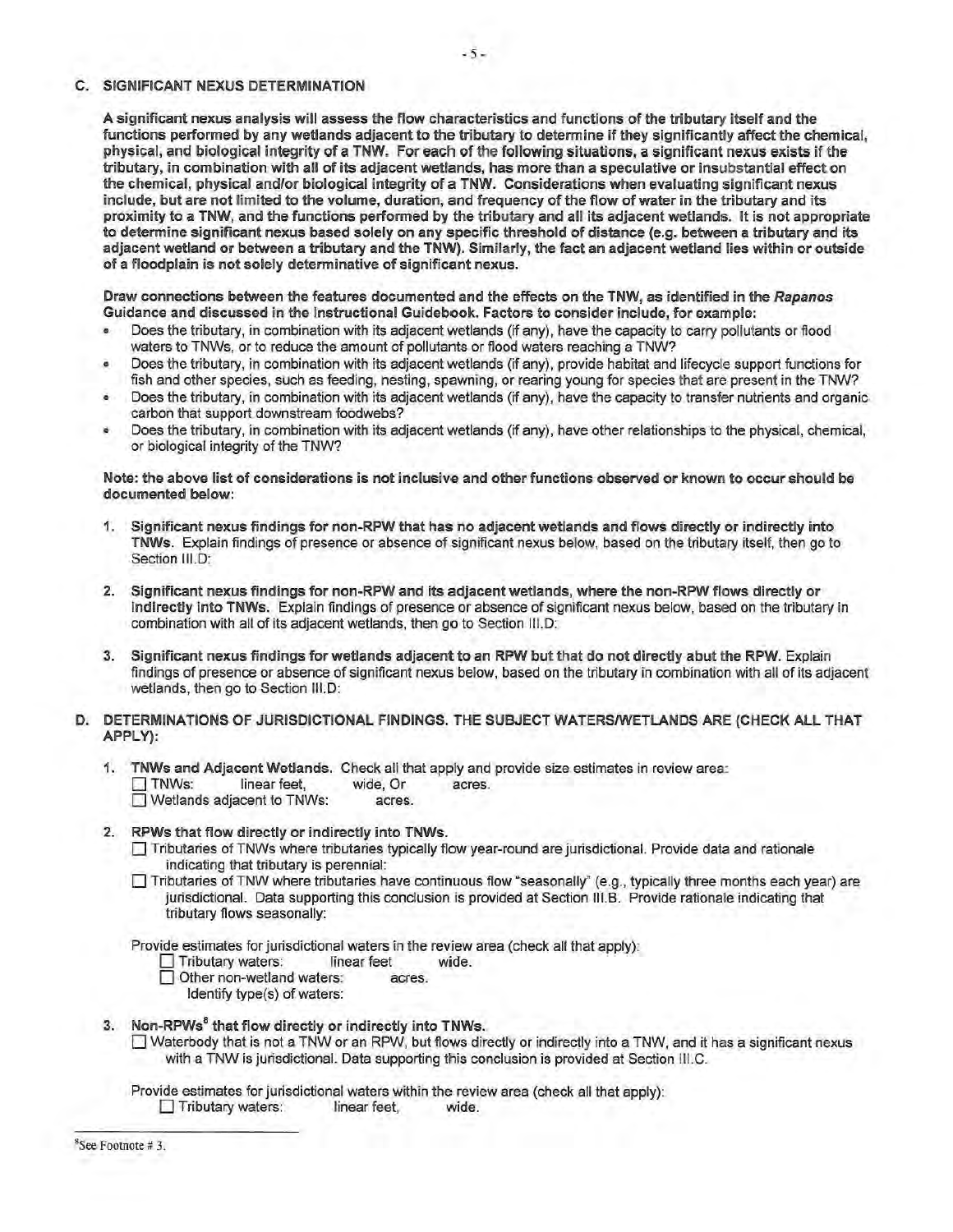## C. SIGNIFICANT NEXUS DETERMINATION

**A significant nexus analysis will assess the flow characteristics and functions of the tributary itself and the functions performed by any wetlands adjacent to the tributary to determine if they significantly affect the chemical, physical, and biological integrity of a TNW. For each of the following situations, a significant nexus exists if the tributary, in combination with all of its adjacent wetlands, has more than a speculative or insubstantial effect on the chemical, physical and/or biological integrity of a TNW. Considerations when evaluating significant nexus include, but are not limited to the volume, duration, and frequency of the flow of water in the tributary and its proximity to a TNW, and the functions performed by the tributary and all its adjacent wetlands. It is not appropriate to determine significant nexus based solely on any specific threshold of distance (e.g. between a tributary and its adjacent wetland or between a tributary and the TNW). Similarly, the fact an adjacent wetland lies within or outside of a floodplain is not solely determinative of significant nexus.**

**Draw connections between the features documented and the effects on the TNW, as identified in the *Rapanos* Guidance and discussed in the Instructional Guidebook. Factors to consider include, for example:**

- Does the tributary, in combination with its adjacent wetlands (if any), have the capacity to carry pollutants or flood waters to TNWs, or to reduce the amount of pollutants or flood waters reaching a TNW?
- Does the tributary, in combination with its adjacent wetlands (if any), provide habitat and lifecycle support functions for fish and other species, such as feeding, nesting, spawning, or rearing young for species that are present in the TNW?
- Does the tributary, in combination with its adjacent wetlands (if any), have the capacity to transfer nutrients and organic carbon that support downstream foodwebs?
- Does the tributary, in combination with its adjacent wetlands (if any), have other relationships to the physical, chemical, or biological integrity of the TNW?

**Note: the above list of considerations is not inclusive and other functions observed or known to occur should be documented below:**

1. **Significant nexus findings for non-RPW that has no adjacent wetlands and flows directly or indirectly into TNWs.** Explain findings of presence or absence of significant nexus below, based on the tributary itself, then go to Section III.D:

2. **Significant nexus findings for non-RPW and its adjacent wetlands, where the non-RPW flows directly or indirectly into TNWs.** Explain findings of presence or absence of significant nexus below, based on the tributary in combination with all of its adjacent wetlands, then go to Section III.D:

3. **Significant nexus findings for wetlands adjacent to an RPW but that do not directly abut the RPW.** Explain findings of presence or absence of significant nexus below, based on the tributary in combination with all of its adjacent wetlands, then go to Section III.D:

## D. DETERMINATIONS OF JURISDICTIONAL FINDINGS. THE SUBJECT WATERS/WETLANDS ARE (CHECK ALL THAT APPLY):

1. **TNWs and Adjacent Wetlands.** Check all that apply and provide size estimates in review area:
   - ☐ TNWs: linear feet, wide, Or acres.
   - ☐ Wetlands adjacent to TNWs: acres.

2. **RPWs that flow directly or indirectly into TNWs.**
   - ☐ Tributaries of TNWs where tributaries typically flow year-round are jurisdictional. Provide data and rationale indicating that tributary is perennial:
   - ☐ Tributaries of TNW where tributaries have continuous flow "seasonally" (e.g., typically three months each year) are jurisdictional. Data supporting this conclusion is provided at Section III.B. Provide rationale indicating that tributary flows seasonally:

   Provide estimates for jurisdictional waters in the review area (check all that apply):
   - ☐ Tributary waters: linear feet wide.
   - ☐ Other non-wetland waters: acres.
     Identify type(s) of waters:

3. **Non-RPWs[8] that flow directly or indirectly into TNWs.**
   - ☐ Waterbody that is not a TNW or an RPW, but flows directly or indirectly into a TNW, and it has a significant nexus with a TNW is jurisdictional. Data supporting this conclusion is provided at Section III.C.

   Provide estimates for jurisdictional waters within the review area (check all that apply):
   - ☐ Tributary waters: linear feet, wide.

[8]See Footnote # 3.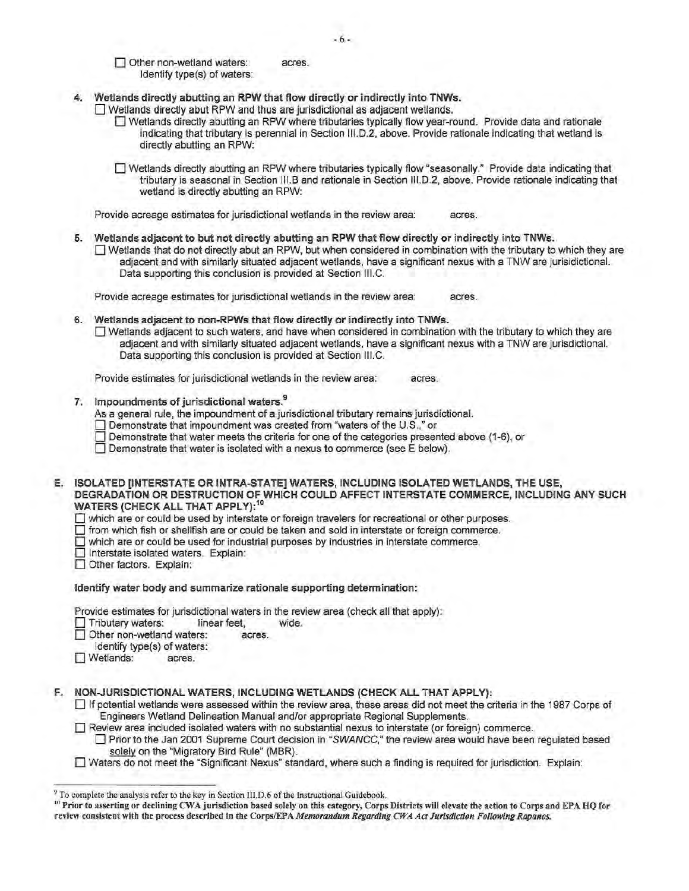☐ Other non-wetland waters: acres.
Identify type(s) of waters:

4. **Wetlands directly abutting an RPW that flow directly or indirectly into TNWs.**
   ☐ Wetlands directly abut RPW and thus are jurisdictional as adjacent wetlands.
   ☐ Wetlands directly abutting an RPW where tributaries typically flow year-round. Provide data and rationale indicating that tributary is perennial in Section III.D.2, above. Provide rationale indicating that wetland is directly abutting an RPW:

   ☐ Wetlands directly abutting an RPW where tributaries typically flow "seasonally." Provide data indicating that tributary is seasonal in Section III.B and rationale in Section III.D.2, above. Provide rationale indicating that wetland is directly abutting an RPW:

   Provide acreage estimates for jurisdictional wetlands in the review area: acres.

5. **Wetlands adjacent to but not directly abutting an RPW that flow directly or indirectly into TNWs.**
   ☐ Wetlands that do not directly abut an RPW, but when considered in combination with the tributary to which they are adjacent and with similarly situated adjacent wetlands, have a significant nexus with a TNW are jurisidictional. Data supporting this conclusion is provided at Section III.C.

   Provide acreage estimates for jurisdictional wetlands in the review area: acres.

6. **Wetlands adjacent to non-RPWs that flow directly or indirectly into TNWs.**
   ☐ Wetlands adjacent to such waters, and have when considered in combination with the tributary to which they are adjacent and with similarly situated adjacent wetlands, have a significant nexus with a TNW are jurisdictional. Data supporting this conclusion is provided at Section III.C.

   Provide estimates for jurisdictional wetlands in the review area: acres.

7. **Impoundments of jurisdictional waters.**[9]
   As a general rule, the impoundment of a jurisdictional tributary remains jurisdictional.
   ☐ Demonstrate that impoundment was created from "waters of the U.S.," or
   ☐ Demonstrate that water meets the criteria for one of the categories presented above (1-6), or
   ☐ Demonstrate that water is isolated with a nexus to commerce (see E below).

**E. ISOLATED [INTERSTATE OR INTRA-STATE] WATERS, INCLUDING ISOLATED WETLANDS, THE USE, DEGRADATION OR DESTRUCTION OF WHICH COULD AFFECT INTERSTATE COMMERCE, INCLUDING ANY SUCH WATERS (CHECK ALL THAT APPLY):**[10]
☐ which are or could be used by interstate or foreign travelers for recreational or other purposes.
☐ from which fish or shellfish are or could be taken and sold in interstate or foreign commerce.
☐ which are or could be used for industrial purposes by industries in interstate commerce.
☐ Interstate isolated waters. Explain:
☐ Other factors. Explain:

**Identify water body and summarize rationale supporting determination:**

Provide estimates for jurisdictional waters in the review area (check all that apply):
☐ Tributary waters: linear feet, wide.
☐ Other non-wetland waters: acres.
Identify type(s) of waters:
☐ Wetlands: acres.

**F. NON-JURISDICTIONAL WATERS, INCLUDING WETLANDS (CHECK ALL THAT APPLY):**
☐ If potential wetlands were assessed within the review area, these areas did not meet the criteria in the 1987 Corps of Engineers Wetland Delineation Manual and/or appropriate Regional Supplements.
☐ Review area included isolated waters with no substantial nexus to interstate (or foreign) commerce.
☐ Prior to the Jan 2001 Supreme Court decision in "*SWANCC*," the review area would have been regulated based solely on the "Migratory Bird Rule" (MBR).
☐ Waters do not meet the "Significant Nexus" standard, where such a finding is required for jurisdiction. Explain:

---

[9] To complete the analysis refer to the key in Section III.D.6 of the Instructional Guidebook.

[10] **Prior to asserting or declining CWA jurisdiction based solely on this category, Corps Districts will elevate the action to Corps and EPA HQ for review consistent with the process described in the Corps/EPA *Memorandum Regarding CWA Act Jurisdiction Following Rapanos.***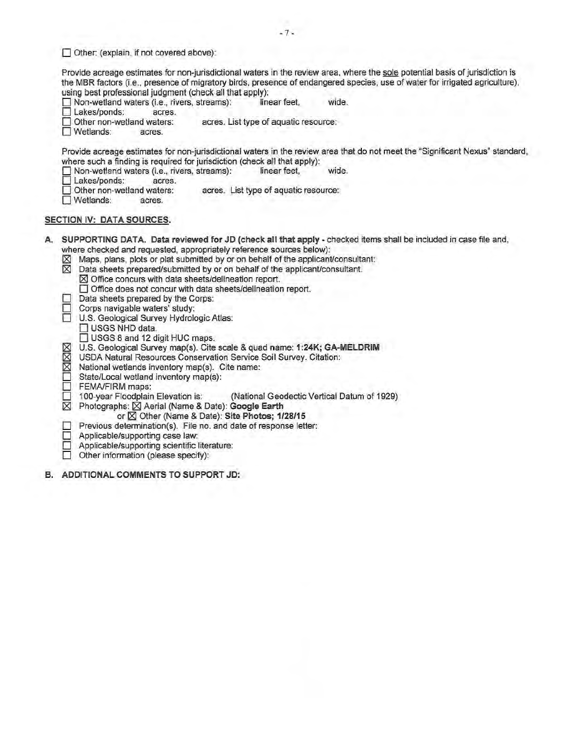☐ Other: (explain, if not covered above):

Provide acreage estimates for non-jurisdictional waters in the review area, where the sole potential basis of jurisdiction is the MBR factors (i.e., presence of migratory birds, presence of endangered species, use of water for irrigated agriculture), using best professional judgment (check all that apply):

☐ Non-wetland waters (i.e., rivers, streams): linear feet, wide.
☐ Lakes/ponds: acres.
☐ Other non-wetland waters: acres. List type of aquatic resource:
☐ Wetlands: acres.

Provide acreage estimates for non-jurisdictional waters in the review area that do not meet the "Significant Nexus" standard, where such a finding is required for jurisdiction (check all that apply):

☐ Non-wetland waters (i.e., rivers, streams): linear feet, wide.
☐ Lakes/ponds: acres.
☐ Other non-wetland waters: acres. List type of aquatic resource:
☐ Wetlands: acres.

## SECTION IV: DATA SOURCES.

**A. SUPPORTING DATA. Data reviewed for JD (check all that apply -** checked items shall be included in case file and, where checked and requested, appropriately reference sources below):

☒ Maps, plans, plots or plat submitted by or on behalf of the applicant/consultant:
☒ Data sheets prepared/submitted by or on behalf of the applicant/consultant.
  ☒ Office concurs with data sheets/delineation report.
  ☐ Office does not concur with data sheets/delineation report.
☐ Data sheets prepared by the Corps:
☐ Corps navigable waters' study:
☐ U.S. Geological Survey Hydrologic Atlas:
  ☐ USGS NHD data.
  ☐ USGS 8 and 12 digit HUC maps.
☒ U.S. Geological Survey map(s). Cite scale & quad name: **1:24K; GA-MELDRIM**
☒ USDA Natural Resources Conservation Service Soil Survey. Citation:
☒ National wetlands inventory map(s). Cite name:
☐ State/Local wetland inventory map(s):
☐ FEMA/FIRM maps:
☐ 100-year Floodplain Elevation is: (National Geodectic Vertical Datum of 1929)
☒ Photographs: ☒ Aerial (Name & Date): **Google Earth**
  or ☒ Other (Name & Date): **Site Photos; 1/28/15**
☐ Previous determination(s). File no. and date of response letter:
☐ Applicable/supporting case law:
☐ Applicable/supporting scientific literature:
☐ Other information (please specify):

**B. ADDITIONAL COMMENTS TO SUPPORT JD:**